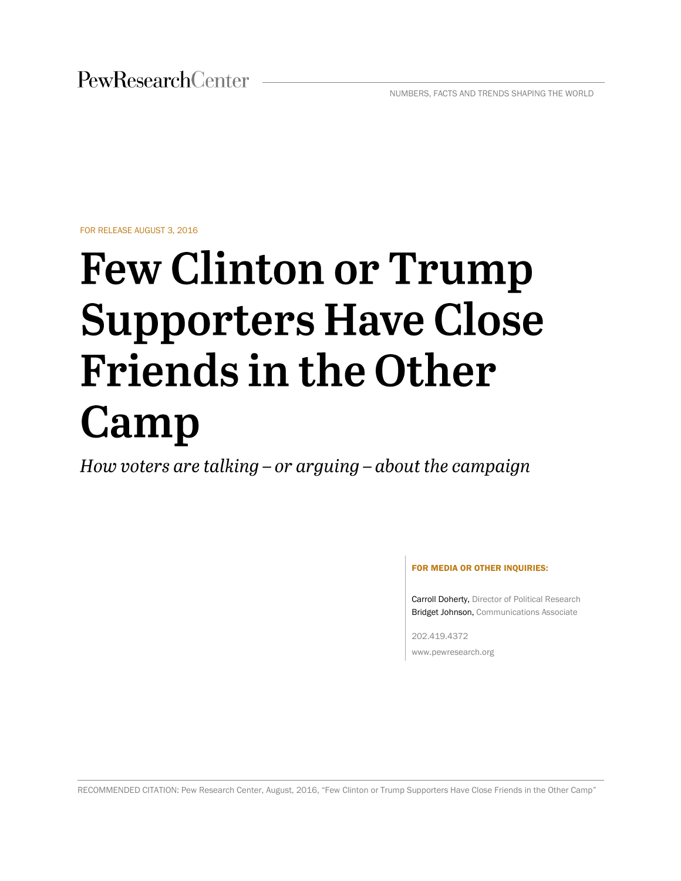PewResearchCenter

NUMBERS, FACTS AND TRENDS SHAPING THE WORLD

FOR RELEASE AUGUST 3, 2016

# Few Clinton or Trump Supporters Have Close Friends in the Other Camp

*How voters are talking – or arguing – about the campaign*

**FOR MEDIA OR OTHER INQUIRIES:**

Carroll Doherty, Director of Political Research
Bridget Johnson, Communications Associate

202.419.4372

www.pewresearch.org

RECOMMENDED CITATION: Pew Research Center, August, 2016, "Few Clinton or Trump Supporters Have Close Friends in the Other Camp"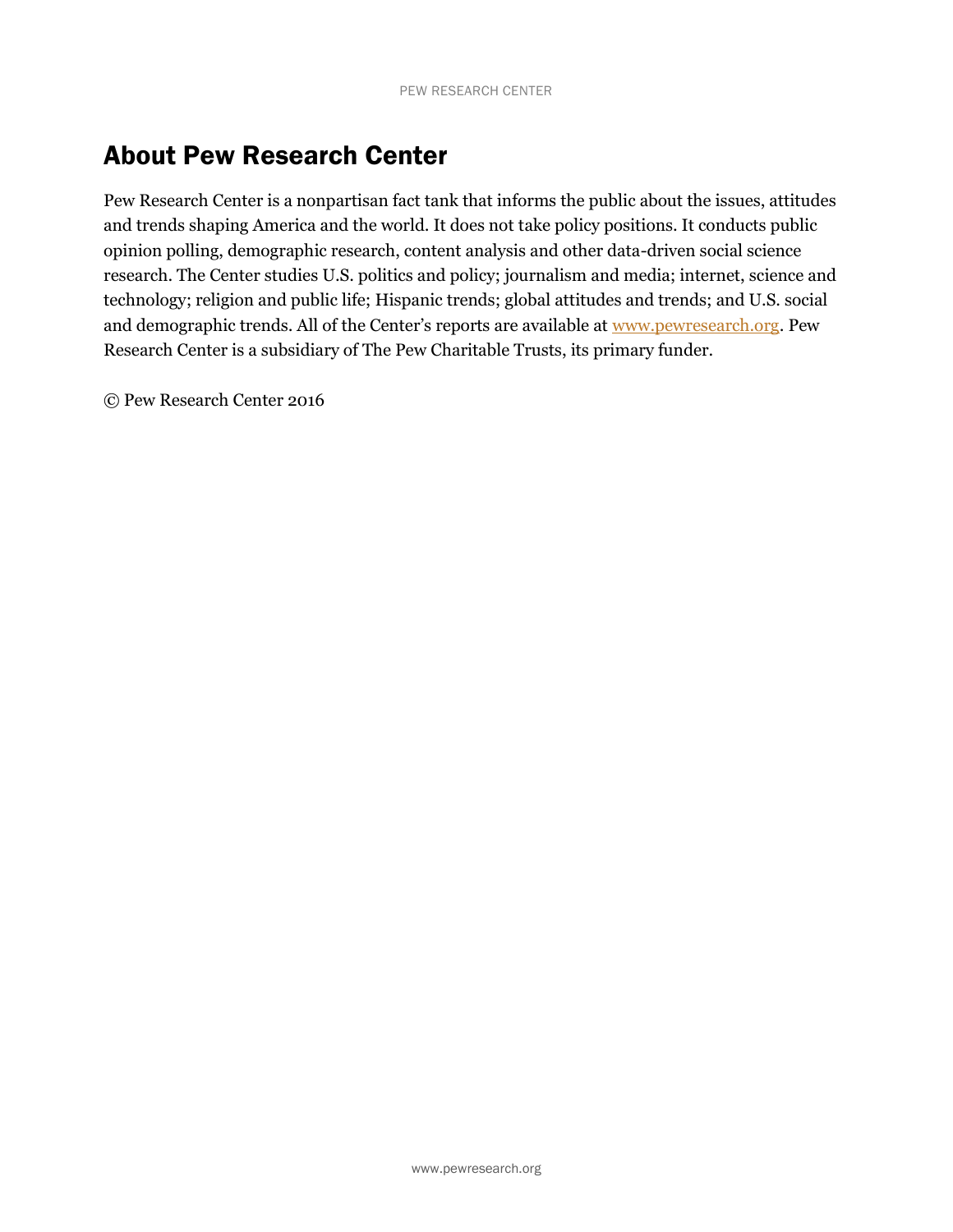# About Pew Research Center

Pew Research Center is a nonpartisan fact tank that informs the public about the issues, attitudes and trends shaping America and the world. It does not take policy positions. It conducts public opinion polling, demographic research, content analysis and other data-driven social science research. The Center studies U.S. politics and policy; journalism and media; internet, science and technology; religion and public life; Hispanic trends; global attitudes and trends; and U.S. social and demographic trends. All of the Center's reports are available at www.pewresearch.org. Pew Research Center is a subsidiary of The Pew Charitable Trusts, its primary funder.

© Pew Research Center 2016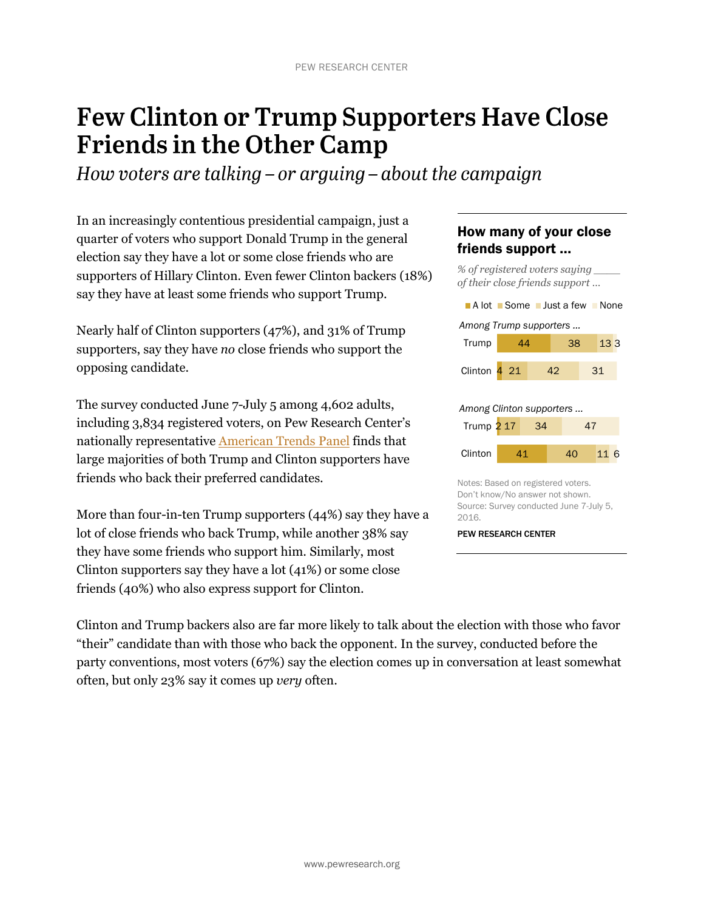# Few Clinton or Trump Supporters Have Close Friends in the Other Camp

*How voters are talking – or arguing – about the campaign*

In an increasingly contentious presidential campaign, just a quarter of voters who support Donald Trump in the general election say they have a lot or some close friends who are supporters of Hillary Clinton. Even fewer Clinton backers (18%) say they have at least some friends who support Trump.

Nearly half of Clinton supporters (47%), and 31% of Trump supporters, say they have *no* close friends who support the opposing candidate.

The survey conducted June 7-July 5 among 4,602 adults, including 3,834 registered voters, on Pew Research Center's nationally representative American Trends Panel finds that large majorities of both Trump and Clinton supporters have friends who back their preferred candidates.

More than four-in-ten Trump supporters (44%) say they have a lot of close friends who back Trump, while another 38% say they have some friends who support him. Similarly, most Clinton supporters say they have a lot (41%) or some close friends (40%) who also express support for Clinton.

**How many of your close friends support …**

*% of registered voters saying ____ of their close friends support …*

| | A lot | Some | Just a few | None |
|---|---|---|---|---|
| *Among Trump supporters …* | | | | |
| Trump | 44 | 38 | 13 | 3 |
| Clinton | 4 | 21 | 42 | 31 |
| *Among Clinton supporters …* | | | | |
| Trump | 2 | 17 | 34 | 47 |
| Clinton | 41 | 40 | 11 | 6 |

Notes: Based on registered voters. Don't know/No answer not shown.
Source: Survey conducted June 7-July 5, 2016.

PEW RESEARCH CENTER

Clinton and Trump backers also are far more likely to talk about the election with those who favor "their" candidate than with those who back the opponent. In the survey, conducted before the party conventions, most voters (67%) say the election comes up in conversation at least somewhat often, but only 23% say it comes up *very* often.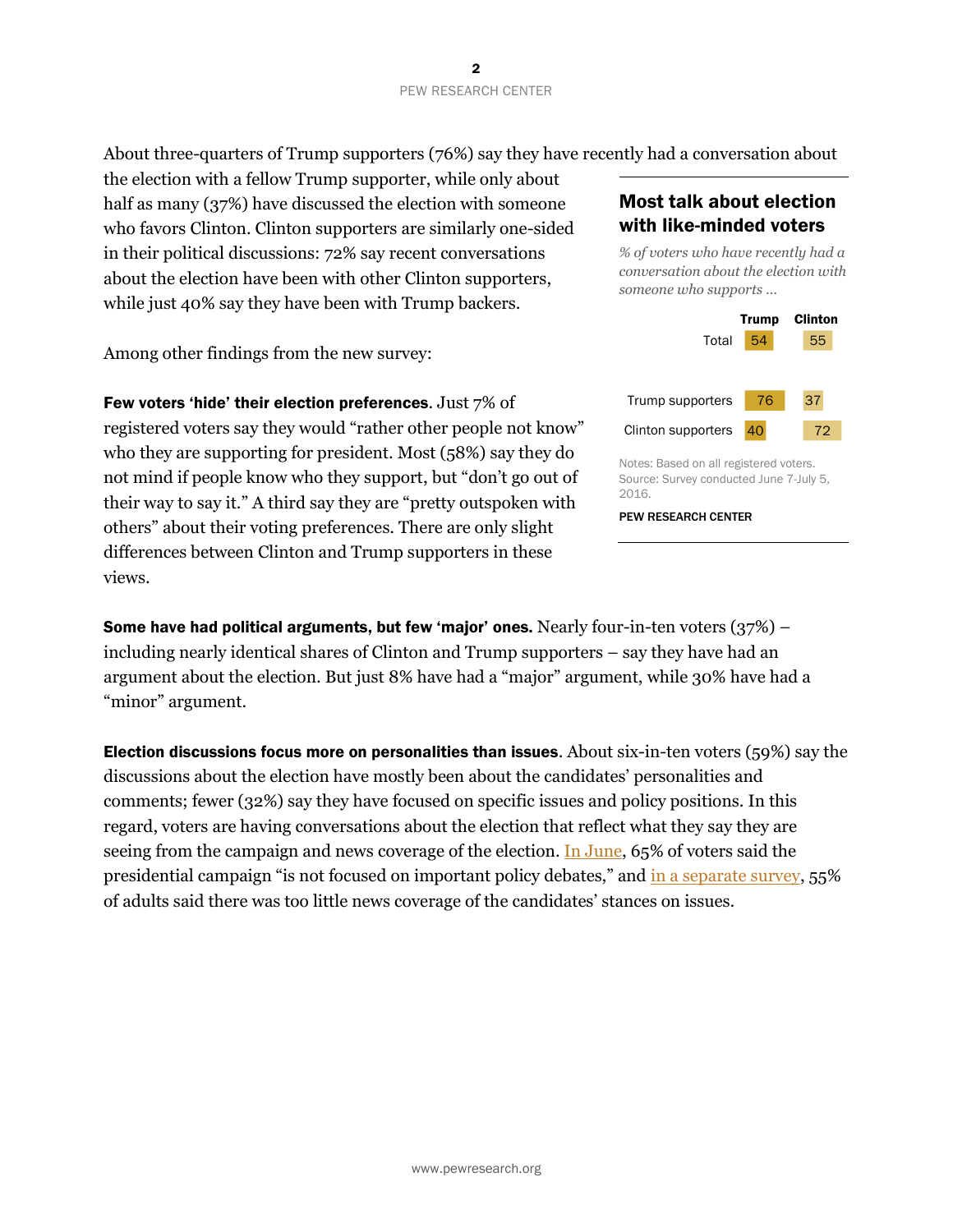About three-quarters of Trump supporters (76%) say they have recently had a conversation about the election with a fellow Trump supporter, while only about half as many (37%) have discussed the election with someone who favors Clinton. Clinton supporters are similarly one-sided in their political discussions: 72% say recent conversations about the election have been with other Clinton supporters, while just 40% say they have been with Trump backers.

**Most talk about election with like-minded voters**

*% of voters who have recently had a conversation about the election with someone who supports …*

| | Trump | Clinton |
|---|---|---|
| Total | 54 | 55 |
| Trump supporters | 76 | 37 |
| Clinton supporters | 40 | 72 |

Notes: Based on all registered voters.
Source: Survey conducted June 7-July 5, 2016.

PEW RESEARCH CENTER

Among other findings from the new survey:

**Few voters 'hide' their election preferences**. Just 7% of registered voters say they would "rather other people not know" who they are supporting for president. Most (58%) say they do not mind if people know who they support, but "don't go out of their way to say it." A third say they are "pretty outspoken with others" about their voting preferences. There are only slight differences between Clinton and Trump supporters in these views.

**Some have had political arguments, but few 'major' ones.** Nearly four-in-ten voters (37%) – including nearly identical shares of Clinton and Trump supporters – say they have had an argument about the election. But just 8% have had a "major" argument, while 30% have had a "minor" argument.

**Election discussions focus more on personalities than issues**. About six-in-ten voters (59%) say the discussions about the election have mostly been about the candidates' personalities and comments; fewer (32%) say they have focused on specific issues and policy positions. In this regard, voters are having conversations about the election that reflect what they say they are seeing from the campaign and news coverage of the election. In June, 65% of voters said the presidential campaign "is not focused on important policy debates," and in a separate survey, 55% of adults said there was too little news coverage of the candidates' stances on issues.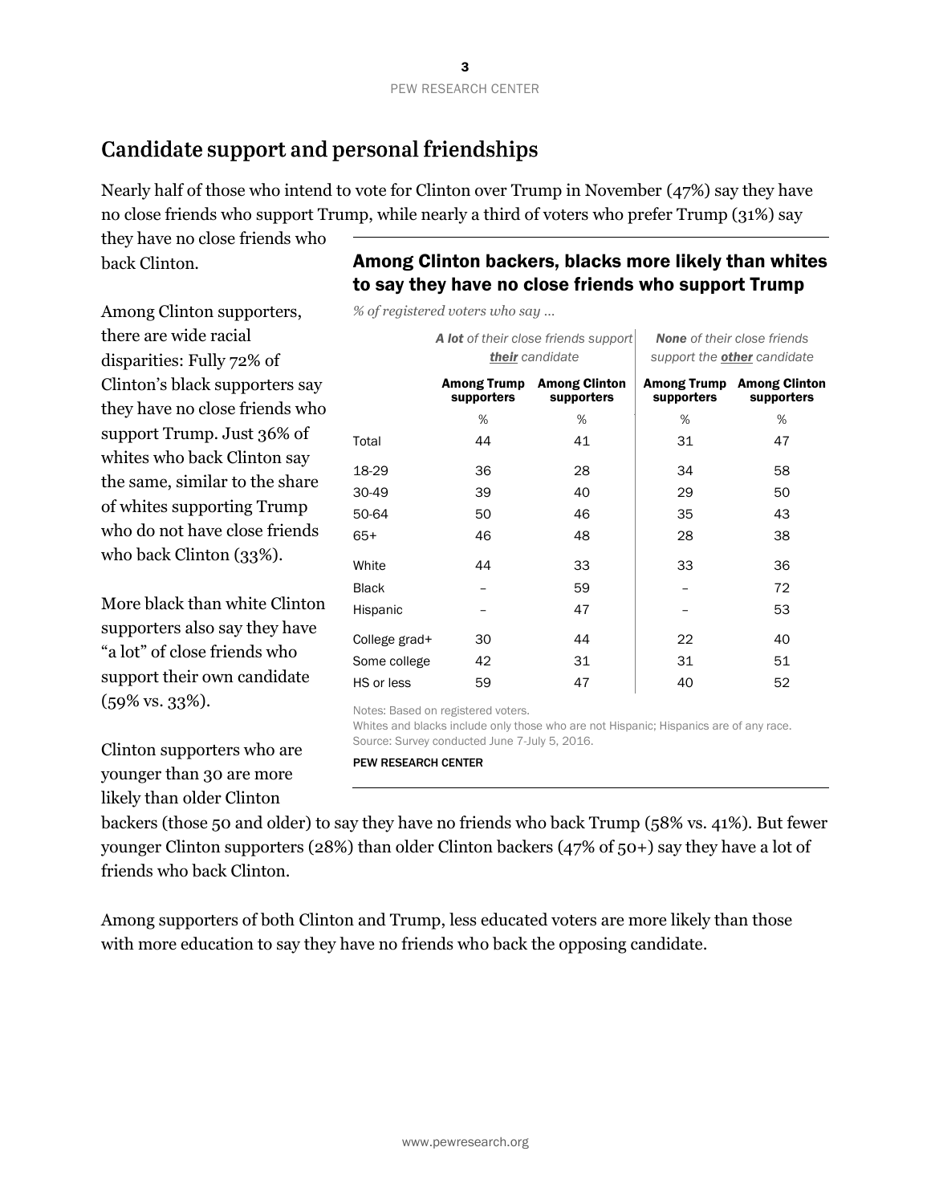## Candidate support and personal friendships

Nearly half of those who intend to vote for Clinton over Trump in November (47%) say they have no close friends who support Trump, while nearly a third of voters who prefer Trump (31%) say they have no close friends who back Clinton.

Among Clinton supporters, there are wide racial disparities: Fully 72% of Clinton's black supporters say they have no close friends who support Trump. Just 36% of whites who back Clinton say the same, similar to the share of whites supporting Trump who do not have close friends who back Clinton (33%).

More black than white Clinton supporters also say they have "a lot" of close friends who support their own candidate (59% vs. 33%).

Clinton supporters who are younger than 30 are more likely than older Clinton backers (those 50 and older) to say they have no friends who back Trump (58% vs. 41%). But fewer younger Clinton supporters (28%) than older Clinton backers (47% of 50+) say they have a lot of friends who back Clinton.

Among supporters of both Clinton and Trump, less educated voters are more likely than those with more education to say they have no friends who back the opposing candidate.

### Among Clinton backers, blacks more likely than whites to say they have no close friends who support Trump

*% of registered voters who say ...*

| | ***A lot*** *of their close friends support* ***their*** *candidate* | | ***None*** *of their close friends support the* ***other*** *candidate* | |
|---|---|---|---|---|
| | **Among Trump supporters** | **Among Clinton supporters** | **Among Trump supporters** | **Among Clinton supporters** |
| | % | % | % | % |
| Total | 44 | 41 | 31 | 47 |
| 18-29 | 36 | 28 | 34 | 58 |
| 30-49 | 39 | 40 | 29 | 50 |
| 50-64 | 50 | 46 | 35 | 43 |
| 65+ | 46 | 48 | 28 | 38 |
| White | 44 | 33 | 33 | 36 |
| Black | – | 59 | – | 72 |
| Hispanic | – | 47 | – | 53 |
| College grad+ | 30 | 44 | 22 | 40 |
| Some college | 42 | 31 | 31 | 51 |
| HS or less | 59 | 47 | 40 | 52 |

Notes: Based on registered voters.
Whites and blacks include only those who are not Hispanic; Hispanics are of any race.
Source: Survey conducted June 7-July 5, 2016.

PEW RESEARCH CENTER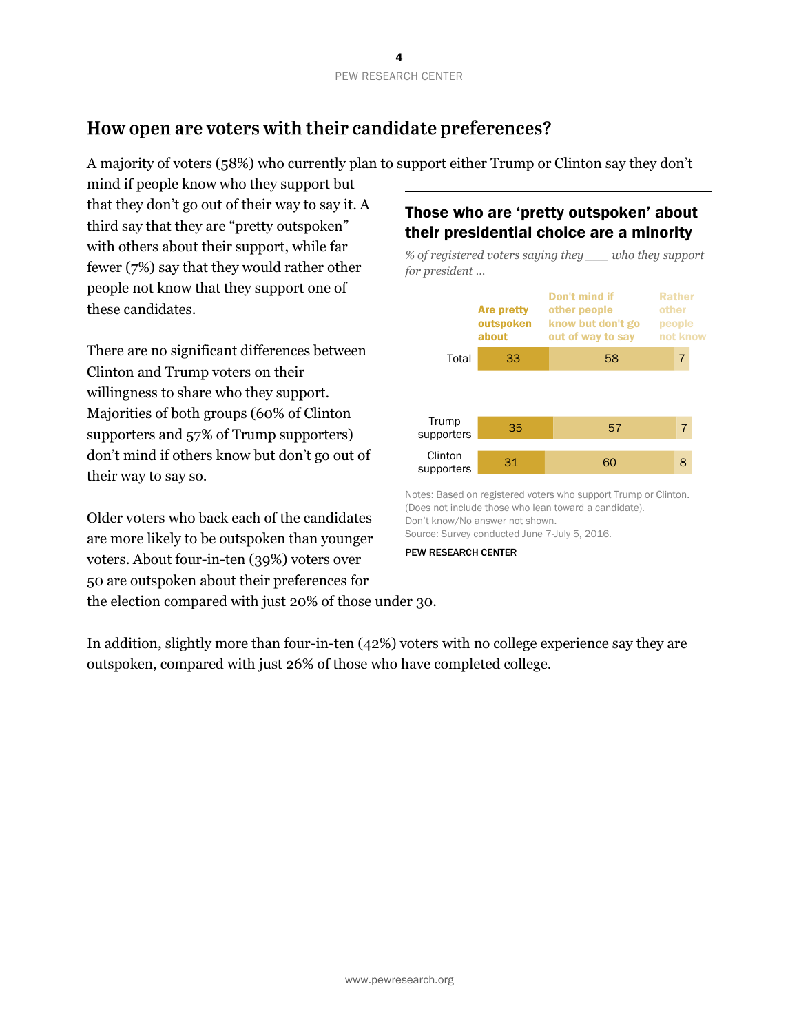## How open are voters with their candidate preferences?

A majority of voters (58%) who currently plan to support either Trump or Clinton say they don't mind if people know who they support but that they don't go out of their way to say it. A third say that they are "pretty outspoken" with others about their support, while far fewer (7%) say that they would rather other people not know that they support one of these candidates.

There are no significant differences between Clinton and Trump voters on their willingness to share who they support. Majorities of both groups (60% of Clinton supporters and 57% of Trump supporters) don't mind if others know but don't go out of their way to say so.

Older voters who back each of the candidates are more likely to be outspoken than younger voters. About four-in-ten (39%) voters over 50 are outspoken about their preferences for the election compared with just 20% of those under 30.

In addition, slightly more than four-in-ten (42%) voters with no college experience say they are outspoken, compared with just 26% of those who have completed college.

**Those who are 'pretty outspoken' about their presidential choice are a minority**

*% of registered voters saying they ___ who they support for president …*

| | Are pretty outspoken about | Don't mind if other people know but don't go out of way to say | Rather other people not know |
|---|---|---|---|
| Total | 33 | 58 | 7 |
| Trump supporters | 35 | 57 | 7 |
| Clinton supporters | 31 | 60 | 8 |

Notes: Based on registered voters who support Trump or Clinton. (Does not include those who lean toward a candidate). Don't know/No answer not shown.
Source: Survey conducted June 7-July 5, 2016.

PEW RESEARCH CENTER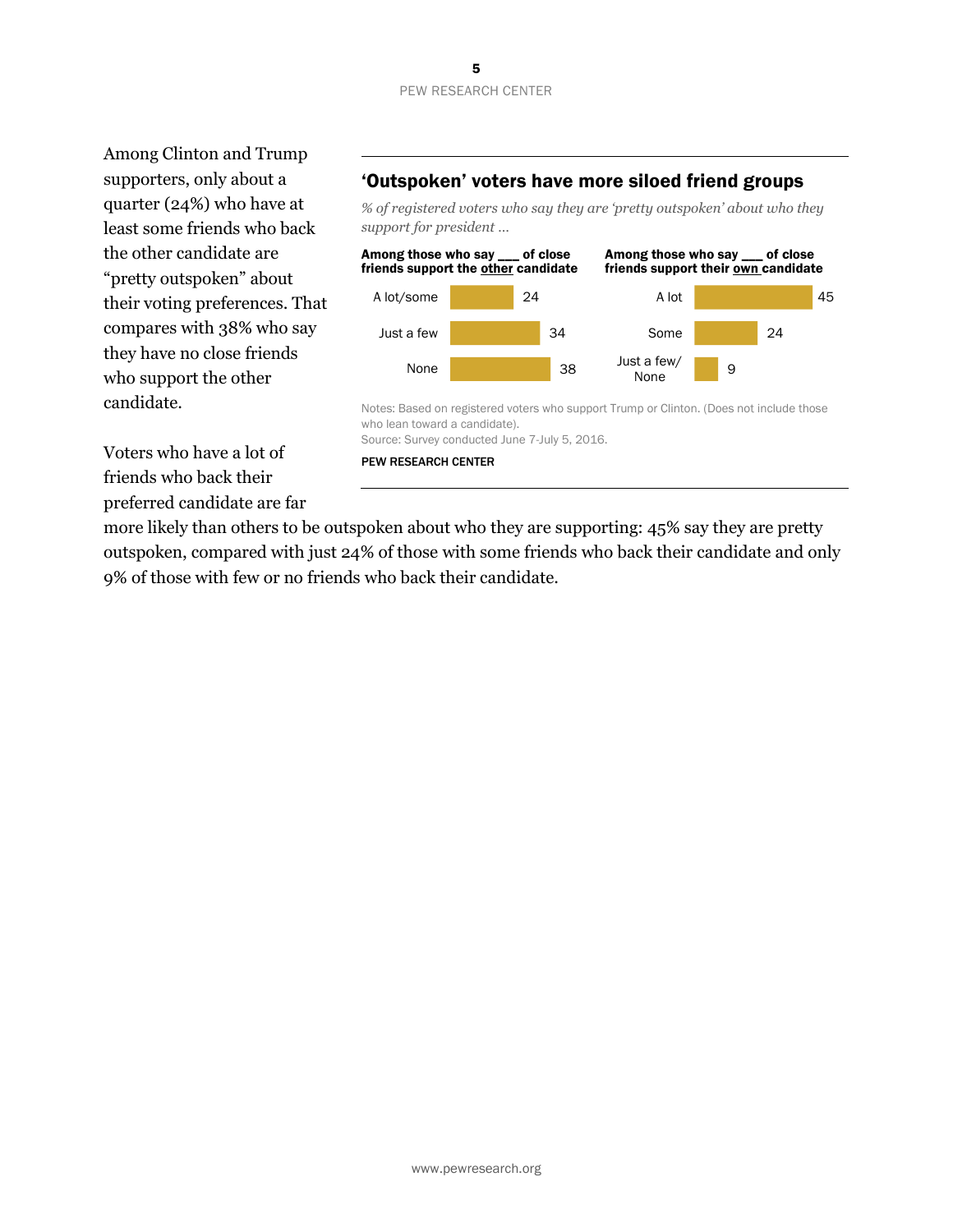Among Clinton and Trump supporters, only about a quarter (24%) who have at least some friends who back the other candidate are "pretty outspoken" about their voting preferences. That compares with 38% who say they have no close friends who support the other candidate.

Voters who have a lot of friends who back their preferred candidate are far more likely than others to be outspoken about who they are supporting: 45% say they are pretty outspoken, compared with just 24% of those with some friends who back their candidate and only 9% of those with few or no friends who back their candidate.

## 'Outspoken' voters have more siloed friend groups

*% of registered voters who say they are 'pretty outspoken' about who they support for president ...*

| Among those who say ___ of close friends support the other candidate | % |
|---|---|
| A lot/some | 24 |
| Just a few | 34 |
| None | 38 |

| Among those who say ___ of close friends support their own candidate | % |
|---|---|
| A lot | 45 |
| Some | 24 |
| Just a few/ None | 9 |

Notes: Based on registered voters who support Trump or Clinton. (Does not include those who lean toward a candidate).
Source: Survey conducted June 7-July 5, 2016.

PEW RESEARCH CENTER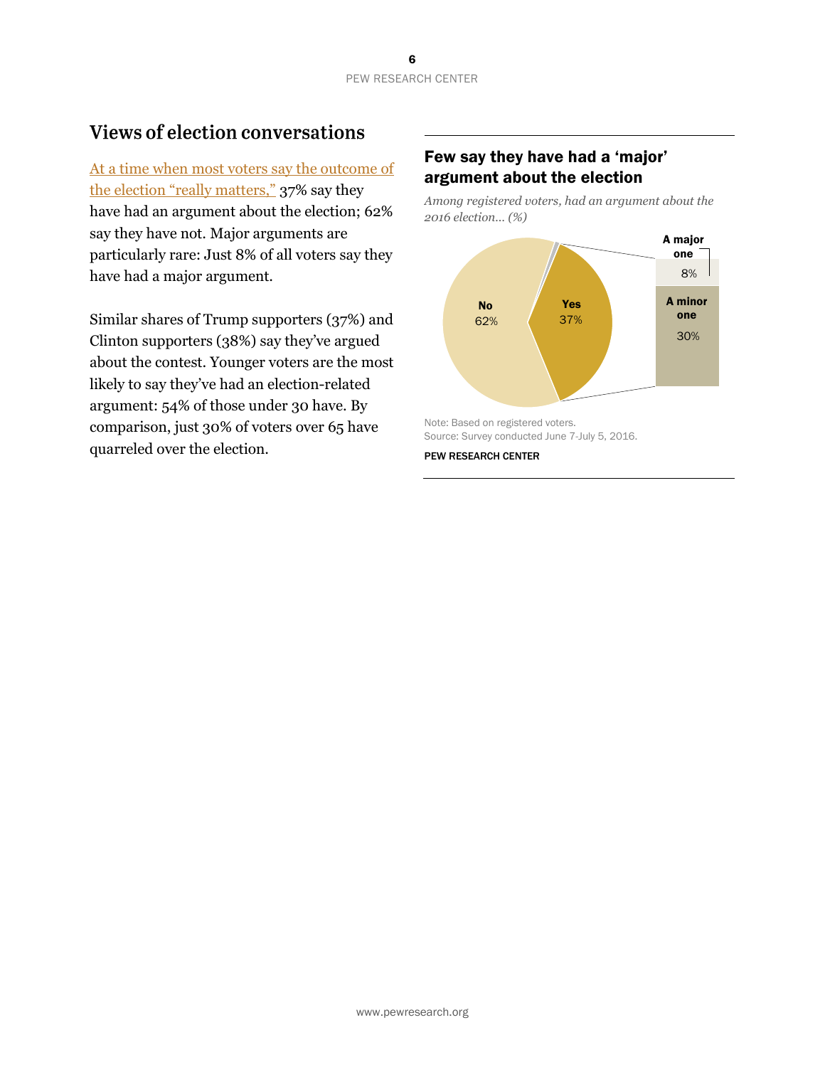## Views of election conversations

At a time when most voters say the outcome of the election "really matters," 37% say they have had an argument about the election; 62% say they have not. Major arguments are particularly rare: Just 8% of all voters say they have had a major argument.

Similar shares of Trump supporters (37%) and Clinton supporters (38%) say they've argued about the contest. Younger voters are the most likely to say they've had an election-related argument: 54% of those under 30 have. By comparison, just 30% of voters over 65 have quarreled over the election.

### Few say they have had a 'major' argument about the election

*Among registered voters, had an argument about the 2016 election... (%)*

| Response | % |
| --- | --- |
| No | 62% |
| Yes | 37% |
| A major one | 8% |
| A minor one | 30% |

Note: Based on registered voters.
Source: Survey conducted June 7-July 5, 2016.

PEW RESEARCH CENTER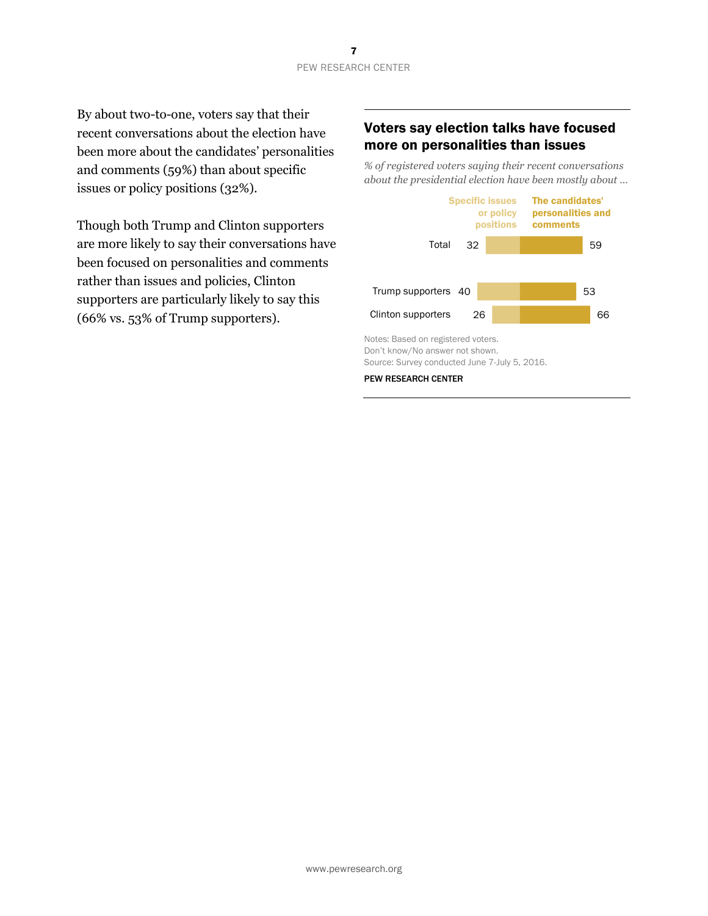By about two-to-one, voters say that their recent conversations about the election have been more about the candidates' personalities and comments (59%) than about specific issues or policy positions (32%).

Though both Trump and Clinton supporters are more likely to say their conversations have been focused on personalities and comments rather than issues and policies, Clinton supporters are particularly likely to say this (66% vs. 53% of Trump supporters).

### Voters say election talks have focused more on personalities than issues

*% of registered voters saying their recent conversations about the presidential election have been mostly about …*

| | Specific issues or policy positions | The candidates' personalities and comments |
|---|---|---|
| Total | 32 | 59 |
| Trump supporters | 40 | 53 |
| Clinton supporters | 26 | 66 |

Notes: Based on registered voters.
Don't know/No answer not shown.
Source: Survey conducted June 7-July 5, 2016.

PEW RESEARCH CENTER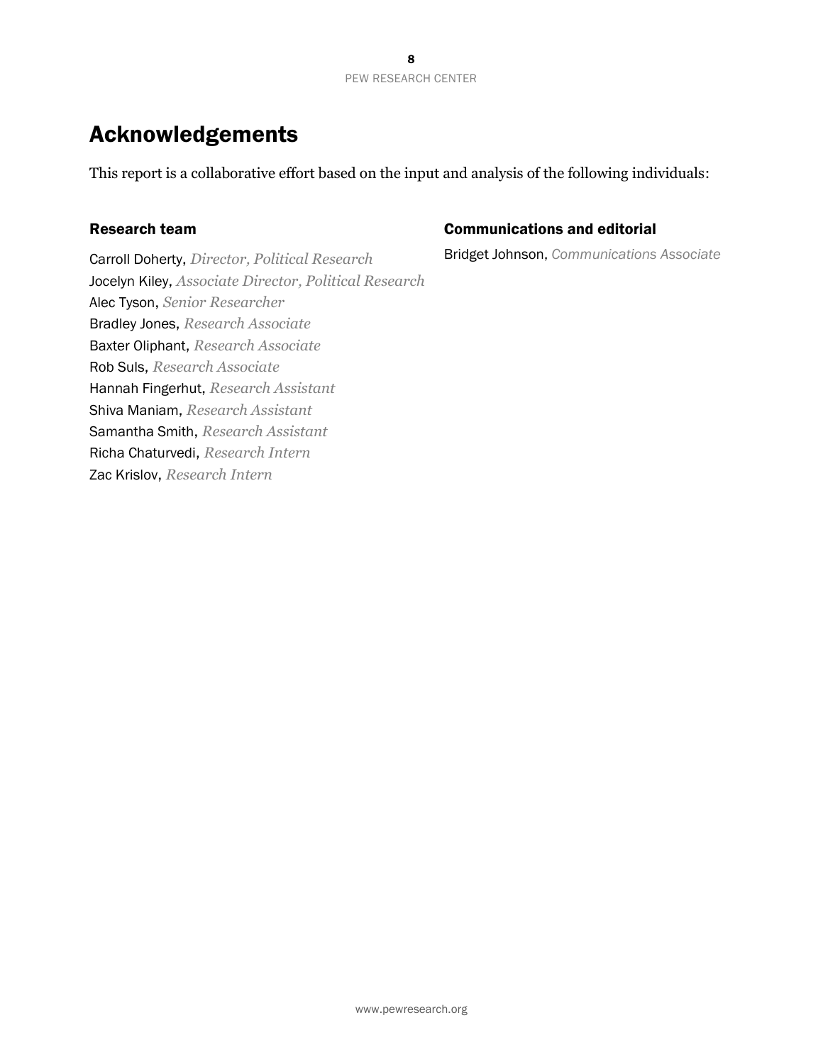# Acknowledgements

This report is a collaborative effort based on the input and analysis of the following individuals:

### Research team

Carroll Doherty, *Director, Political Research*
Jocelyn Kiley, *Associate Director, Political Research*
Alec Tyson, *Senior Researcher*
Bradley Jones, *Research Associate*
Baxter Oliphant, *Research Associate*
Rob Suls, *Research Associate*
Hannah Fingerhut, *Research Assistant*
Shiva Maniam, *Research Assistant*
Samantha Smith, *Research Assistant*
Richa Chaturvedi, *Research Intern*
Zac Krislov, *Research Intern*

### Communications and editorial

Bridget Johnson, *Communications Associate*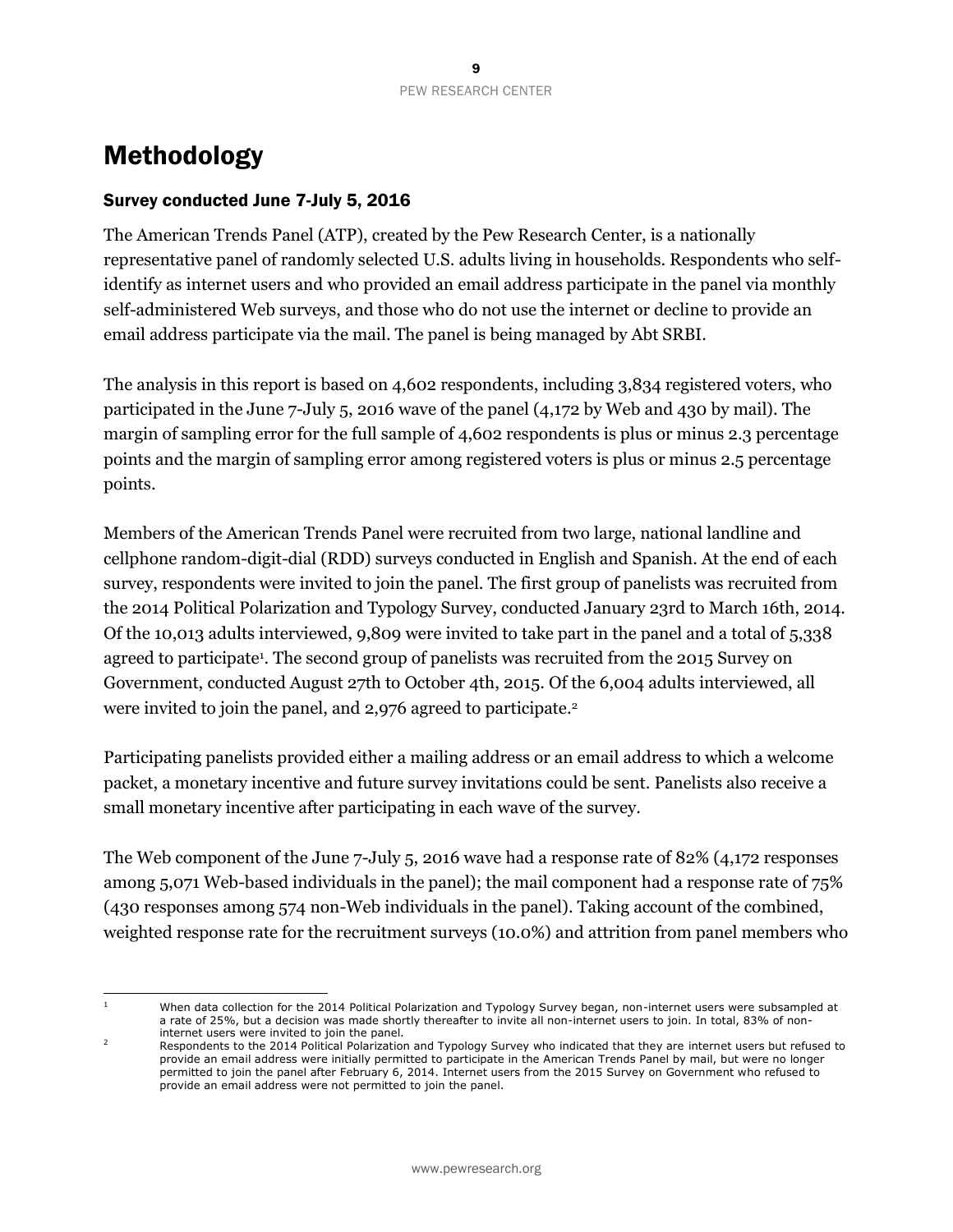# Methodology

### Survey conducted June 7-July 5, 2016

The American Trends Panel (ATP), created by the Pew Research Center, is a nationally representative panel of randomly selected U.S. adults living in households. Respondents who self-identify as internet users and who provided an email address participate in the panel via monthly self-administered Web surveys, and those who do not use the internet or decline to provide an email address participate via the mail. The panel is being managed by Abt SRBI.

The analysis in this report is based on 4,602 respondents, including 3,834 registered voters, who participated in the June 7-July 5, 2016 wave of the panel (4,172 by Web and 430 by mail). The margin of sampling error for the full sample of 4,602 respondents is plus or minus 2.3 percentage points and the margin of sampling error among registered voters is plus or minus 2.5 percentage points.

Members of the American Trends Panel were recruited from two large, national landline and cellphone random-digit-dial (RDD) surveys conducted in English and Spanish. At the end of each survey, respondents were invited to join the panel. The first group of panelists was recruited from the 2014 Political Polarization and Typology Survey, conducted January 23rd to March 16th, 2014. Of the 10,013 adults interviewed, 9,809 were invited to take part in the panel and a total of 5,338 agreed to participate[1]. The second group of panelists was recruited from the 2015 Survey on Government, conducted August 27th to October 4th, 2015. Of the 6,004 adults interviewed, all were invited to join the panel, and 2,976 agreed to participate.[2]

Participating panelists provided either a mailing address or an email address to which a welcome packet, a monetary incentive and future survey invitations could be sent. Panelists also receive a small monetary incentive after participating in each wave of the survey.

The Web component of the June 7-July 5, 2016 wave had a response rate of 82% (4,172 responses among 5,071 Web-based individuals in the panel); the mail component had a response rate of 75% (430 responses among 574 non-Web individuals in the panel). Taking account of the combined, weighted response rate for the recruitment surveys (10.0%) and attrition from panel members who

[1] When data collection for the 2014 Political Polarization and Typology Survey began, non-internet users were subsampled at a rate of 25%, but a decision was made shortly thereafter to invite all non-internet users to join. In total, 83% of non-internet users were invited to join the panel.

[2] Respondents to the 2014 Political Polarization and Typology Survey who indicated that they are internet users but refused to provide an email address were initially permitted to participate in the American Trends Panel by mail, but were no longer permitted to join the panel after February 6, 2014. Internet users from the 2015 Survey on Government who refused to provide an email address were not permitted to join the panel.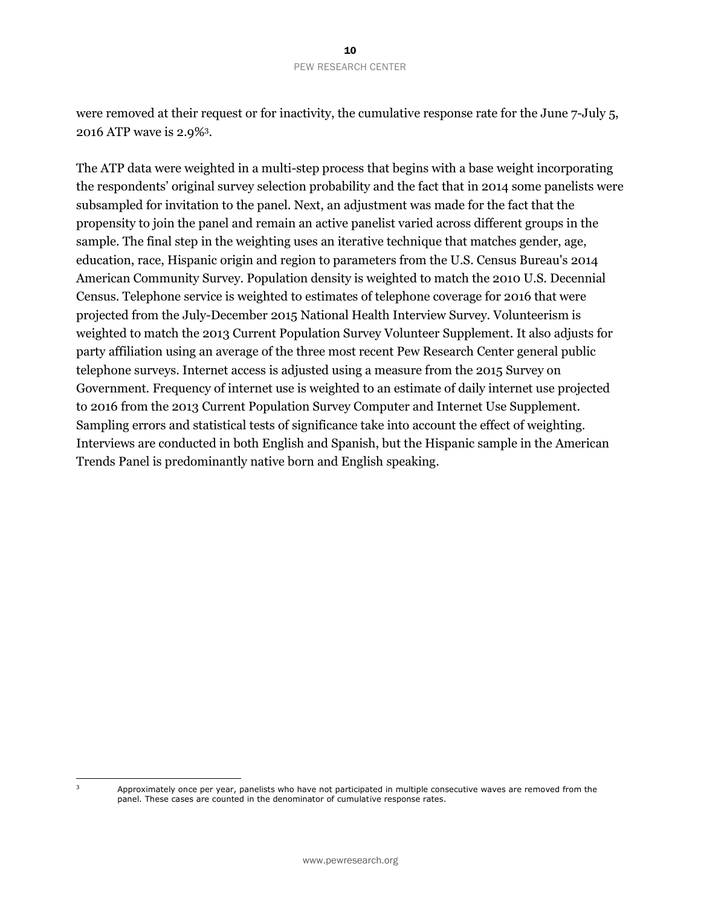were removed at their request or for inactivity, the cumulative response rate for the June 7-July 5, 2016 ATP wave is 2.9%[3].

The ATP data were weighted in a multi-step process that begins with a base weight incorporating the respondents' original survey selection probability and the fact that in 2014 some panelists were subsampled for invitation to the panel. Next, an adjustment was made for the fact that the propensity to join the panel and remain an active panelist varied across different groups in the sample. The final step in the weighting uses an iterative technique that matches gender, age, education, race, Hispanic origin and region to parameters from the U.S. Census Bureau's 2014 American Community Survey. Population density is weighted to match the 2010 U.S. Decennial Census. Telephone service is weighted to estimates of telephone coverage for 2016 that were projected from the July-December 2015 National Health Interview Survey. Volunteerism is weighted to match the 2013 Current Population Survey Volunteer Supplement. It also adjusts for party affiliation using an average of the three most recent Pew Research Center general public telephone surveys. Internet access is adjusted using a measure from the 2015 Survey on Government. Frequency of internet use is weighted to an estimate of daily internet use projected to 2016 from the 2013 Current Population Survey Computer and Internet Use Supplement. Sampling errors and statistical tests of significance take into account the effect of weighting. Interviews are conducted in both English and Spanish, but the Hispanic sample in the American Trends Panel is predominantly native born and English speaking.

---

[3] Approximately once per year, panelists who have not participated in multiple consecutive waves are removed from the panel. These cases are counted in the denominator of cumulative response rates.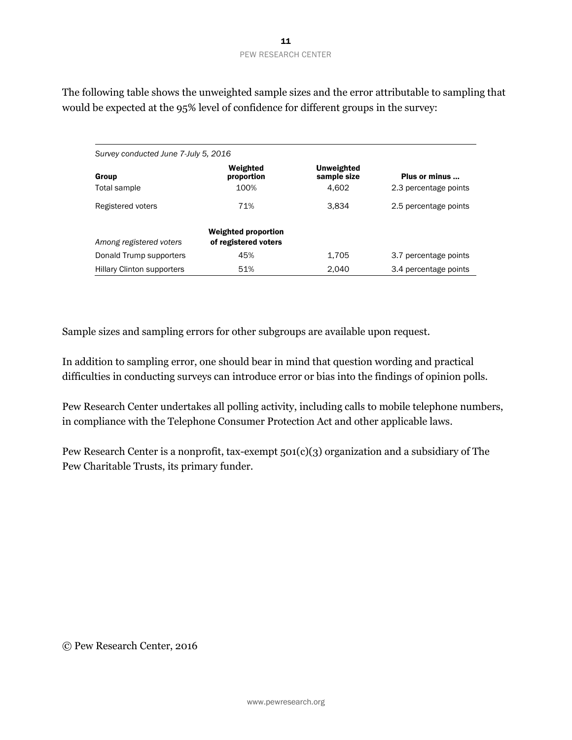The following table shows the unweighted sample sizes and the error attributable to sampling that would be expected at the 95% level of confidence for different groups in the survey:

*Survey conducted June 7-July 5, 2016*

| Group | Weighted proportion | Unweighted sample size | Plus or minus ... |
|---|---|---|---|
| Total sample | 100% | 4,602 | 2.3 percentage points |
| Registered voters | 71% | 3,834 | 2.5 percentage points |
| *Among registered voters* | **Weighted proportion of registered voters** | | |
| Donald Trump supporters | 45% | 1,705 | 3.7 percentage points |
| Hillary Clinton supporters | 51% | 2,040 | 3.4 percentage points |

Sample sizes and sampling errors for other subgroups are available upon request.

In addition to sampling error, one should bear in mind that question wording and practical difficulties in conducting surveys can introduce error or bias into the findings of opinion polls.

Pew Research Center undertakes all polling activity, including calls to mobile telephone numbers, in compliance with the Telephone Consumer Protection Act and other applicable laws.

Pew Research Center is a nonprofit, tax-exempt 501(c)(3) organization and a subsidiary of The Pew Charitable Trusts, its primary funder.

© Pew Research Center, 2016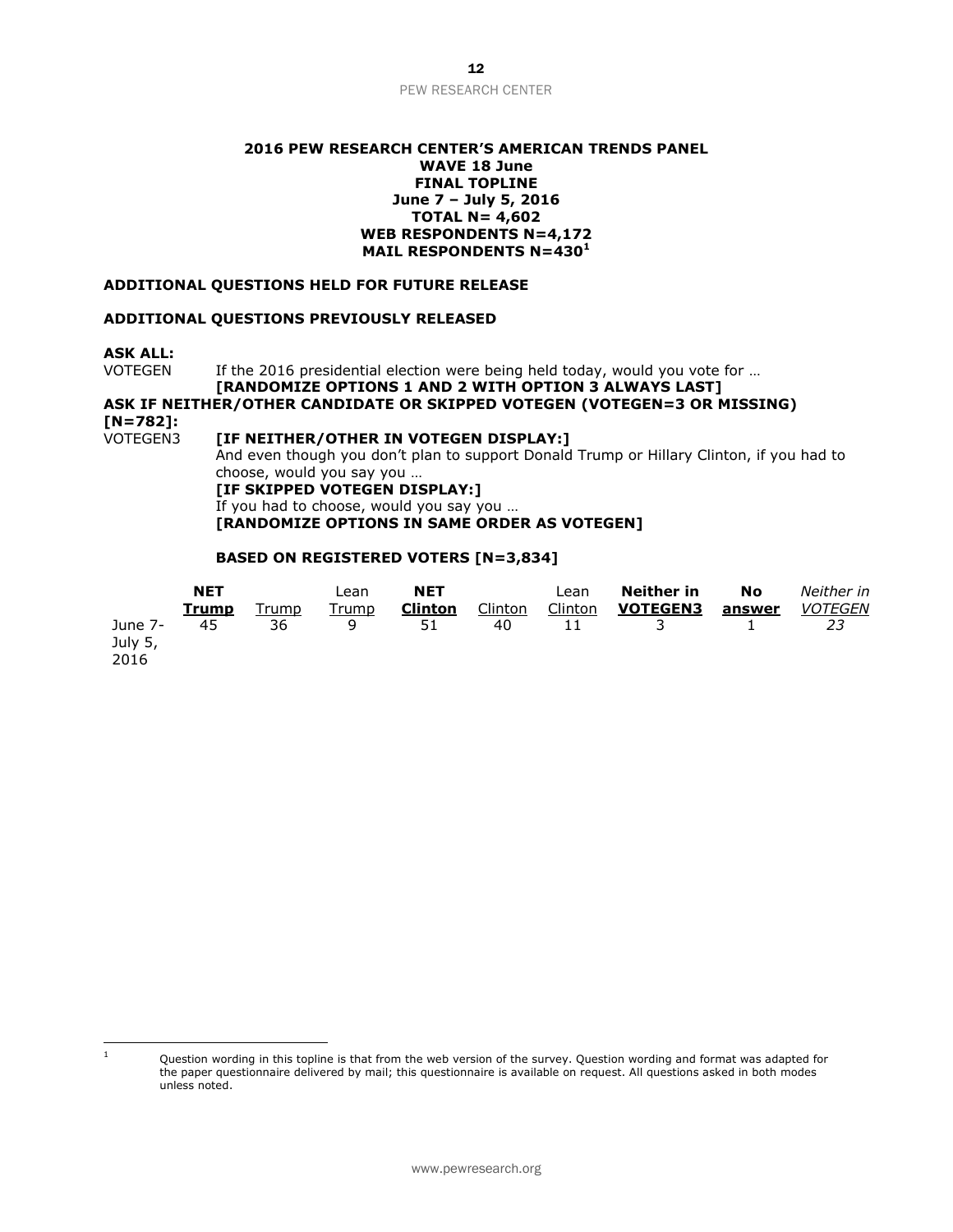**2016 PEW RESEARCH CENTER'S AMERICAN TRENDS PANEL**
**WAVE 18 June**
**FINAL TOPLINE**
**June 7 – July 5, 2016**
**TOTAL N= 4,602**
**WEB RESPONDENTS N=4,172**
**MAIL RESPONDENTS N=430[1]**

**ADDITIONAL QUESTIONS HELD FOR FUTURE RELEASE**

**ADDITIONAL QUESTIONS PREVIOUSLY RELEASED**

**ASK ALL:**

VOTEGEN If the 2016 presidential election were being held today, would you vote for …
**[RANDOMIZE OPTIONS 1 AND 2 WITH OPTION 3 ALWAYS LAST]**

**ASK IF NEITHER/OTHER CANDIDATE OR SKIPPED VOTEGEN (VOTEGEN=3 OR MISSING) [N=782]:**

VOTEGEN3 **[IF NEITHER/OTHER IN VOTEGEN DISPLAY:]**
And even though you don't plan to support Donald Trump or Hillary Clinton, if you had to choose, would you say you …
**[IF SKIPPED VOTEGEN DISPLAY:]**
If you had to choose, would you say you …
**[RANDOMIZE OPTIONS IN SAME ORDER AS VOTEGEN]**

**BASED ON REGISTERED VOTERS [N=3,834]**

| | **NET Trump** | Trump | Lean Trump | **NET Clinton** | Clinton | Lean Clinton | **Neither in VOTEGEN3** | **No answer** | *Neither in VOTEGEN* |
|---|---|---|---|---|---|---|---|---|---|
| June 7-July 5, 2016 | 45 | 36 | 9 | 51 | 40 | 11 | 3 | 1 | *23* |

[1] Question wording in this topline is that from the web version of the survey. Question wording and format was adapted for the paper questionnaire delivered by mail; this questionnaire is available on request. All questions asked in both modes unless noted.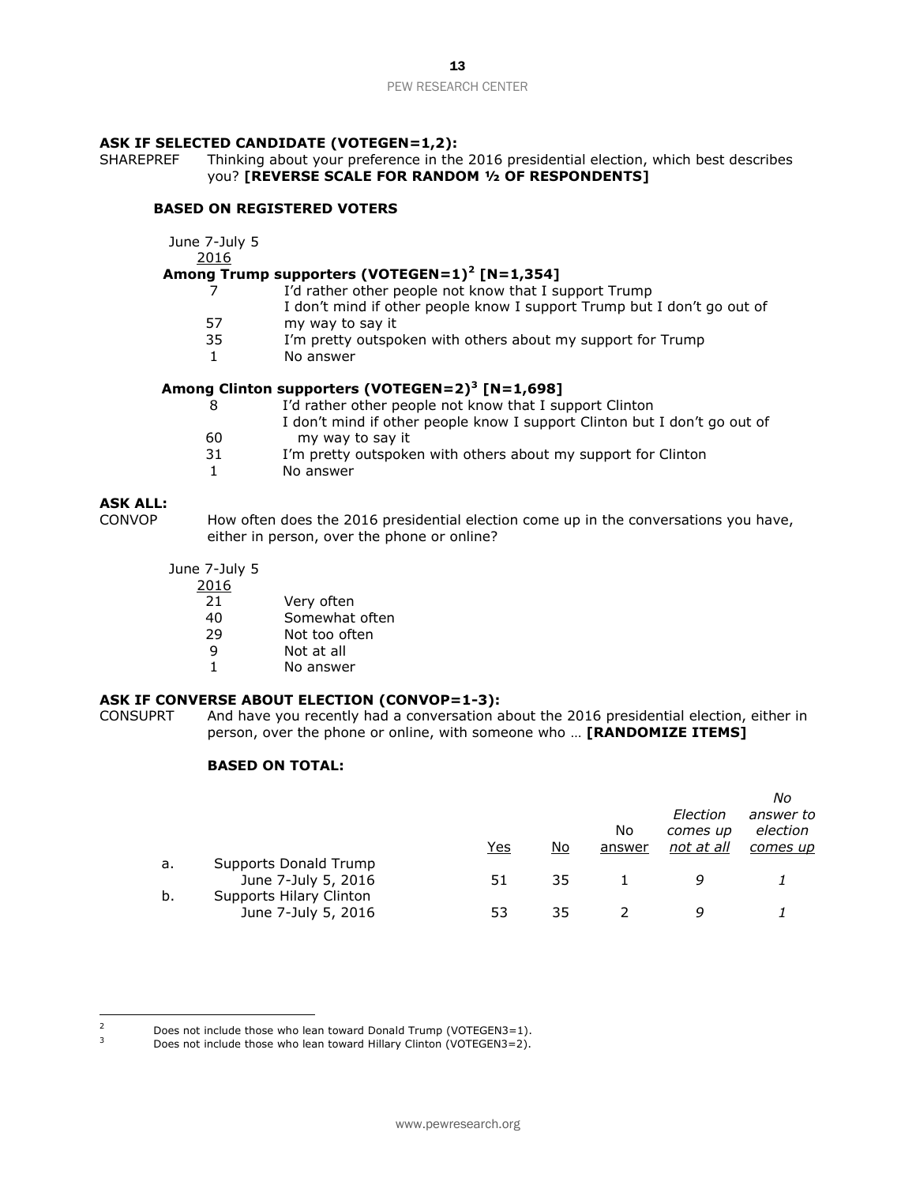**ASK IF SELECTED CANDIDATE (VOTEGEN=1,2):**

SHAREPREF Thinking about your preference in the 2016 presidential election, which best describes you? **[REVERSE SCALE FOR RANDOM ½ OF RESPONDENTS]**

**BASED ON REGISTERED VOTERS**

| June 7-July 5 2016 | |
|---|---|
| **Among Trump supporters (VOTEGEN=1)[2] [N=1,354]** | |
| 7 | I'd rather other people not know that I support Trump |
| 57 | I don't mind if other people know I support Trump but I don't go out of my way to say it |
| 35 | I'm pretty outspoken with others about my support for Trump |
| 1 | No answer |
| **Among Clinton supporters (VOTEGEN=2)[3] [N=1,698]** | |
| 8 | I'd rather other people not know that I support Clinton |
| 60 | I don't mind if other people know I support Clinton but I don't go out of my way to say it |
| 31 | I'm pretty outspoken with others about my support for Clinton |
| 1 | No answer |

**ASK ALL:**

CONVOP How often does the 2016 presidential election come up in the conversations you have, either in person, over the phone or online?

| June 7-July 5 2016 | |
|---|---|
| 21 | Very often |
| 40 | Somewhat often |
| 29 | Not too often |
| 9 | Not at all |
| 1 | No answer |

**ASK IF CONVERSE ABOUT ELECTION (CONVOP=1-3):**

CONSUPRT And have you recently had a conversation about the 2016 presidential election, either in person, over the phone or online, with someone who … **[RANDOMIZE ITEMS]**

**BASED ON TOTAL:**

| | | Yes | No | No answer | *Election comes up not at all* | *No answer to election comes up* |
|---|---|---|---|---|---|---|
| a. | Supports Donald Trump | | | | | |
| | June 7-July 5, 2016 | 51 | 35 | 1 | *9* | *1* |
| b. | Supports Hilary Clinton | | | | | |
| | June 7-July 5, 2016 | 53 | 35 | 2 | *9* | *1* |

[2] Does not include those who lean toward Donald Trump (VOTEGEN3=1).

[3] Does not include those who lean toward Hillary Clinton (VOTEGEN3=2).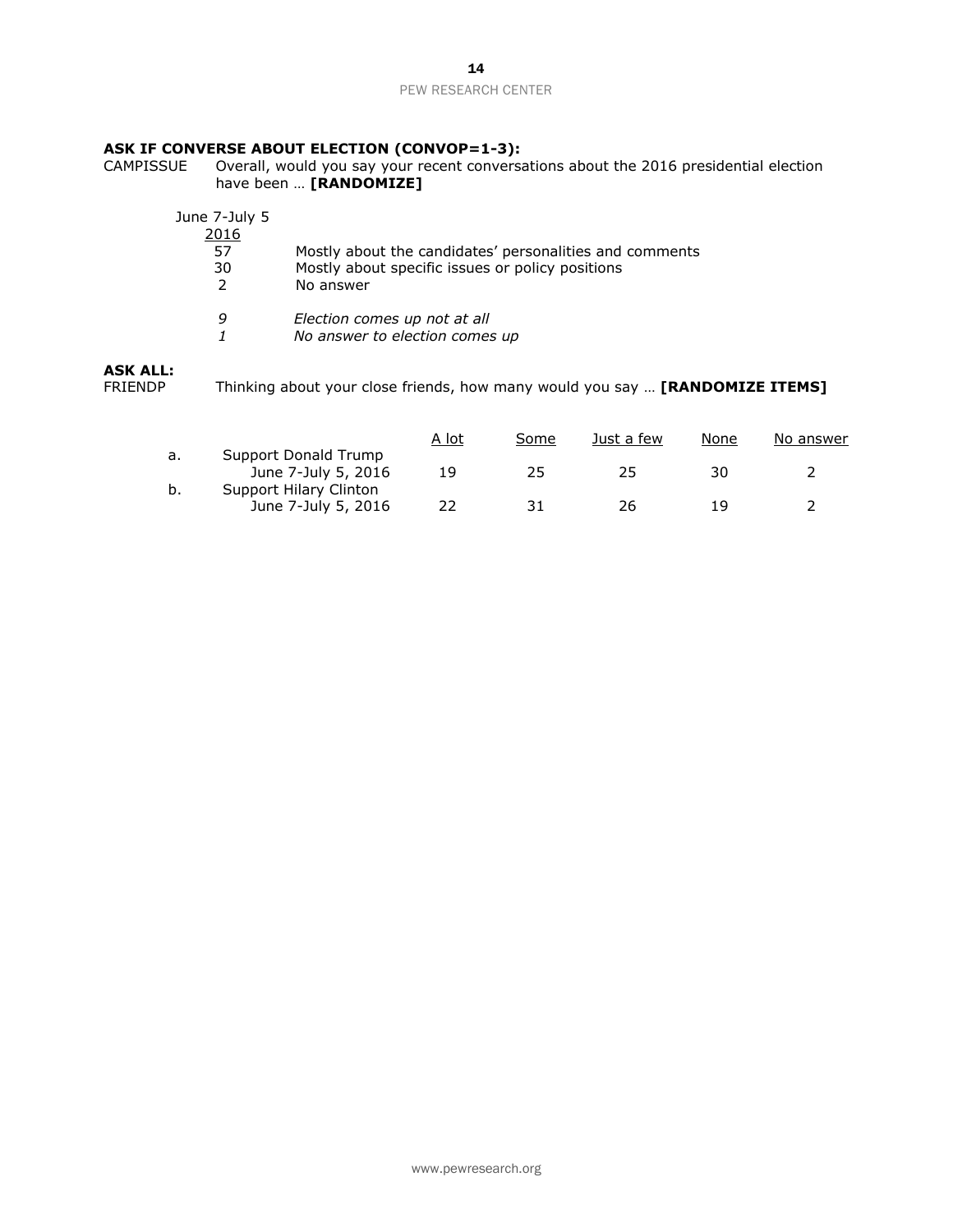**ASK IF CONVERSE ABOUT ELECTION (CONVOP=1-3):**

CAMPISSUE Overall, would you say your recent conversations about the 2016 presidential election have been … **[RANDOMIZE]**

| June 7-July 5 2016 | |
|---|---|
| 57 | Mostly about the candidates' personalities and comments |
| 30 | Mostly about specific issues or policy positions |
| 2 | No answer |
| *9* | *Election comes up not at all* |
| *1* | *No answer to election comes up* |

**ASK ALL:**

FRIENDP Thinking about your close friends, how many would you say … **[RANDOMIZE ITEMS]**

| | | A lot | Some | Just a few | None | No answer |
|---|---|---|---|---|---|---|
| a. | Support Donald Trump | | | | | |
| | June 7-July 5, 2016 | 19 | 25 | 25 | 30 | 2 |
| b. | Support Hilary Clinton | | | | | |
| | June 7-July 5, 2016 | 22 | 31 | 26 | 19 | 2 |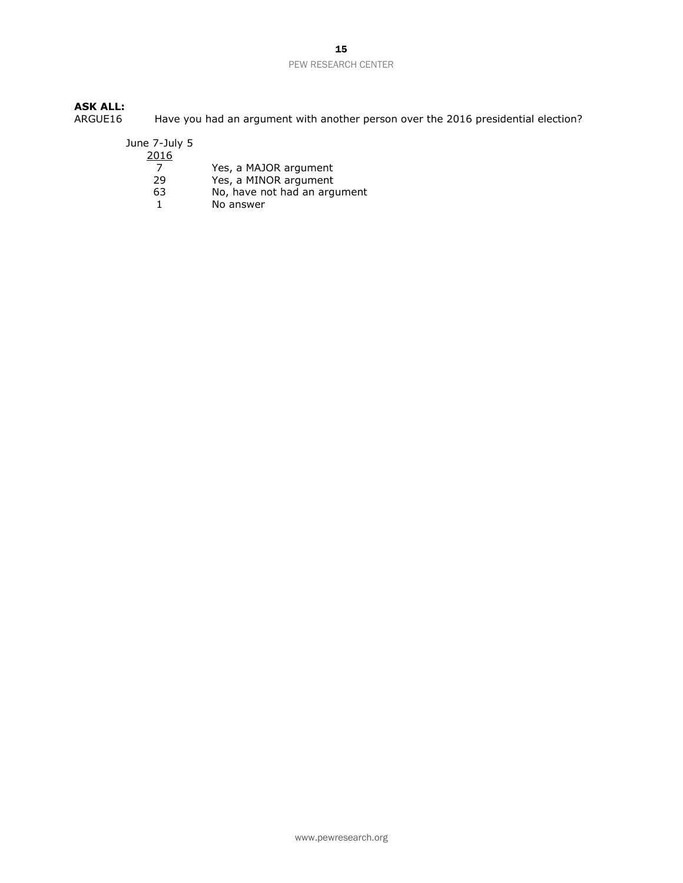**ASK ALL:**

ARGUE16 Have you had an argument with another person over the 2016 presidential election?

| June 7-July 5 2016 | |
|---|---|
| 7 | Yes, a MAJOR argument |
| 29 | Yes, a MINOR argument |
| 63 | No, have not had an argument |
| 1 | No answer |